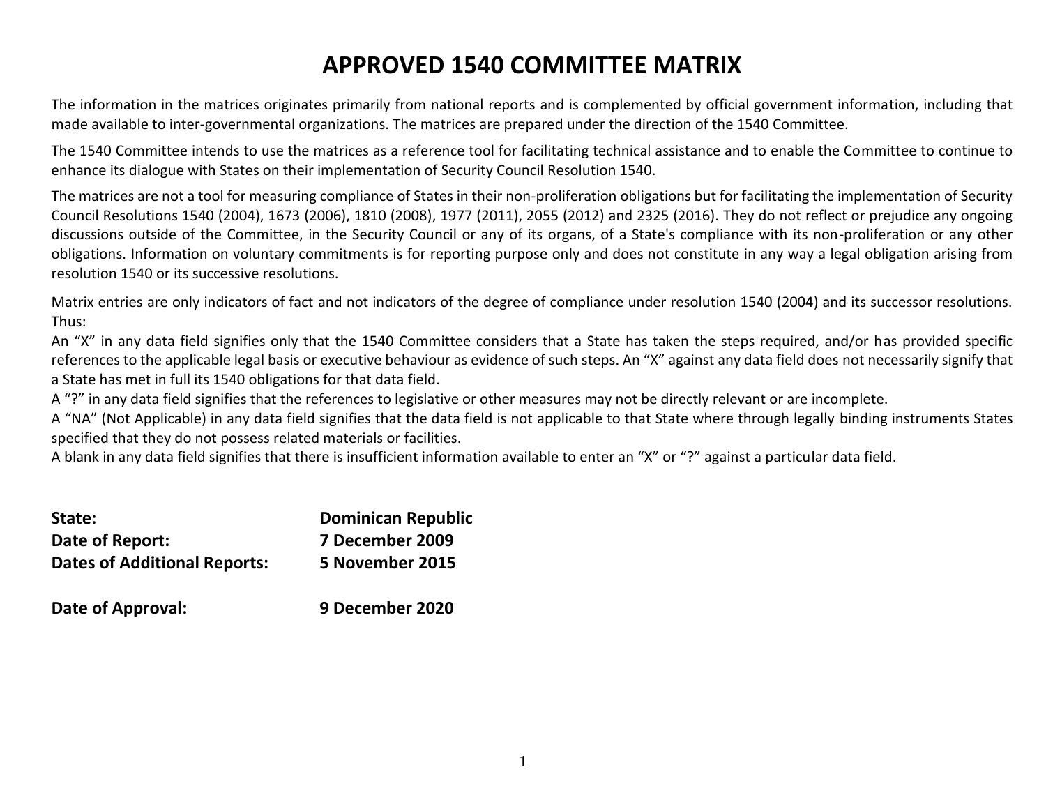# APPROVED 1540 COMMITTEE MATRIX

The information in the matrices originates primarily from national reports and is complemented by official government information, including that made available to inter-governmental organizations. The matrices are prepared under the direction of the 1540 Committee.

The 1540 Committee intends to use the matrices as a reference tool for facilitating technical assistance and to enable the Committee to continue to enhance its dialogue with States on their implementation of Security Council Resolution 1540.

The matrices are not a tool for measuring compliance of States in their non-proliferation obligations but for facilitating the implementation of Security Council Resolutions 1540 (2004), 1673 (2006), 1810 (2008), 1977 (2011), 2055 (2012) and 2325 (2016). They do not reflect or prejudice any ongoing discussions outside of the Committee, in the Security Council or any of its organs, of a State's compliance with its non-proliferation or any other obligations. Information on voluntary commitments is for reporting purpose only and does not constitute in any way a legal obligation arising from resolution 1540 or its successive resolutions.

Matrix entries are only indicators of fact and not indicators of the degree of compliance under resolution 1540 (2004) and its successor resolutions. Thus:

An "X" in any data field signifies only that the 1540 Committee considers that a State has taken the steps required, and/or has provided specific references to the applicable legal basis or executive behaviour as evidence of such steps. An "X" against any data field does not necessarily signify that a State has met in full its 1540 obligations for that data field.

A "?" in any data field signifies that the references to legislative or other measures may not be directly relevant or are incomplete.

A "NA" (Not Applicable) in any data field signifies that the data field is not applicable to that State where through legally binding instruments States specified that they do not possess related materials or facilities.

A blank in any data field signifies that there is insufficient information available to enter an "X" or "?" against a particular data field.

**State:** **Dominican Republic**

**Date of Report:** **7 December 2009**

**Dates of Additional Reports:** **5 November 2015**

**Date of Approval:** **9 December 2020**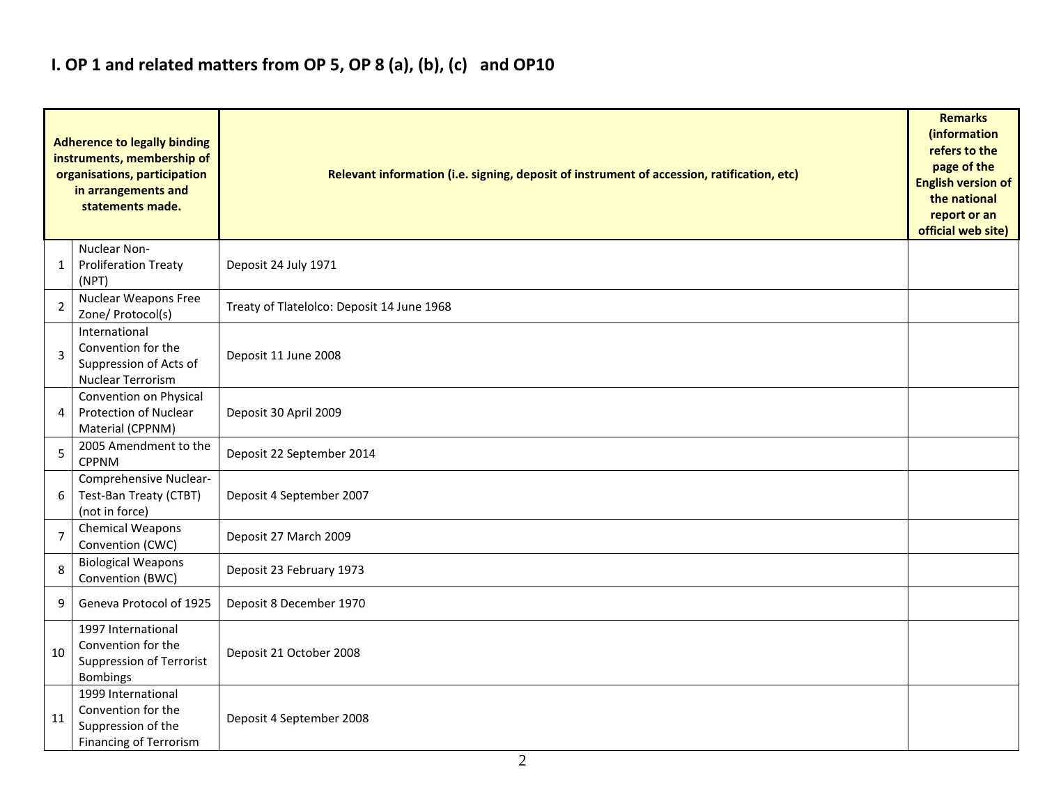## I. OP 1 and related matters from OP 5, OP 8 (a), (b), (c) and OP10

| Adherence to legally binding instruments, membership of organisations, participation in arrangements and statements made. | | Relevant information (i.e. signing, deposit of instrument of accession, ratification, etc) | Remarks (information refers to the page of the English version of the national report or an official web site) |
|---|---|---|---|
| 1 | Nuclear Non-Proliferation Treaty (NPT) | Deposit 24 July 1971 | |
| 2 | Nuclear Weapons Free Zone/ Protocol(s) | Treaty of Tlatelolco: Deposit 14 June 1968 | |
| 3 | International Convention for the Suppression of Acts of Nuclear Terrorism | Deposit 11 June 2008 | |
| 4 | Convention on Physical Protection of Nuclear Material (CPPNM) | Deposit 30 April 2009 | |
| 5 | 2005 Amendment to the CPPNM | Deposit 22 September 2014 | |
| 6 | Comprehensive Nuclear-Test-Ban Treaty (CTBT) (not in force) | Deposit 4 September 2007 | |
| 7 | Chemical Weapons Convention (CWC) | Deposit 27 March 2009 | |
| 8 | Biological Weapons Convention (BWC) | Deposit 23 February 1973 | |
| 9 | Geneva Protocol of 1925 | Deposit 8 December 1970 | |
| 10 | 1997 International Convention for the Suppression of Terrorist Bombings | Deposit 21 October 2008 | |
| 11 | 1999 International Convention for the Suppression of the Financing of Terrorism | Deposit 4 September 2008 | |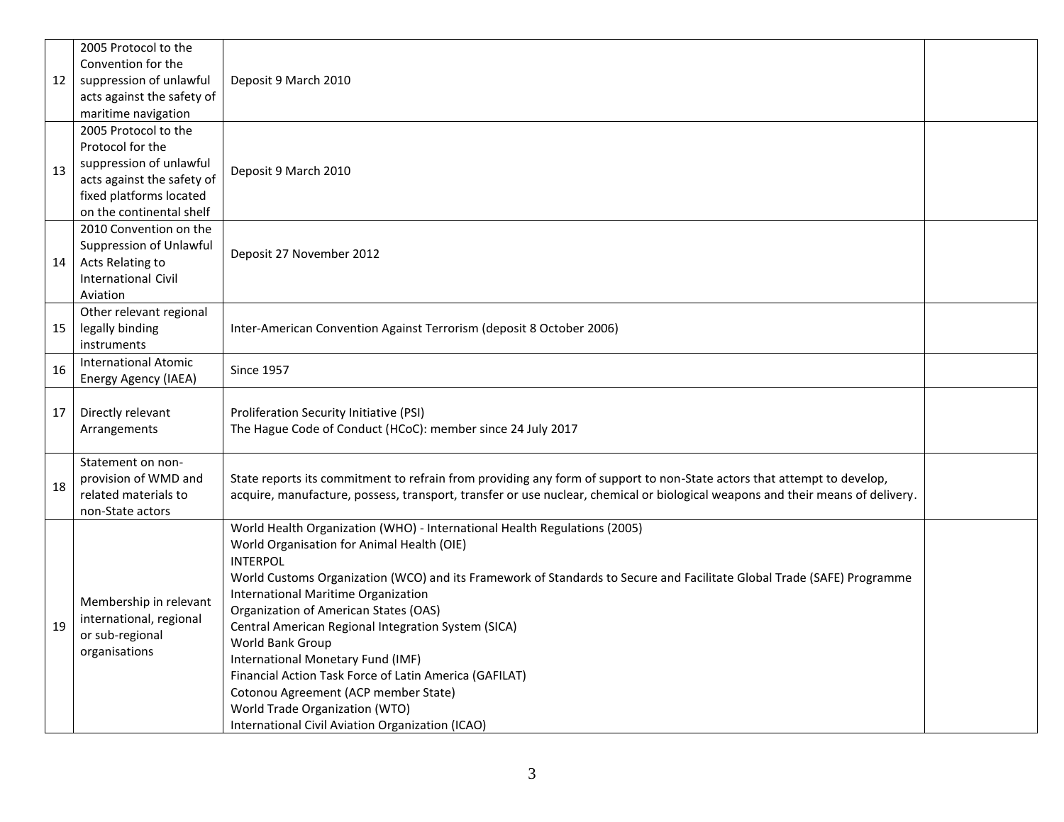| | | | |
|---|---|---|---|
| 12 | 2005 Protocol to the Convention for the suppression of unlawful acts against the safety of maritime navigation | Deposit 9 March 2010 | |
| 13 | 2005 Protocol to the Protocol for the suppression of unlawful acts against the safety of fixed platforms located on the continental shelf | Deposit 9 March 2010 | |
| 14 | 2010 Convention on the Suppression of Unlawful Acts Relating to International Civil Aviation | Deposit 27 November 2012 | |
| 15 | Other relevant regional legally binding instruments | Inter-American Convention Against Terrorism (deposit 8 October 2006) | |
| 16 | International Atomic Energy Agency (IAEA) | Since 1957 | |
| 17 | Directly relevant Arrangements | Proliferation Security Initiative (PSI)<br>The Hague Code of Conduct (HCoC): member since 24 July 2017 | |
| 18 | Statement on non-provision of WMD and related materials to non-State actors | State reports its commitment to refrain from providing any form of support to non-State actors that attempt to develop, acquire, manufacture, possess, transport, transfer or use nuclear, chemical or biological weapons and their means of delivery. | |
| 19 | Membership in relevant international, regional or sub-regional organisations | World Health Organization (WHO) - International Health Regulations (2005)<br>World Organisation for Animal Health (OIE)<br>INTERPOL<br>World Customs Organization (WCO) and its Framework of Standards to Secure and Facilitate Global Trade (SAFE) Programme<br>International Maritime Organization<br>Organization of American States (OAS)<br>Central American Regional Integration System (SICA)<br>World Bank Group<br>International Monetary Fund (IMF)<br>Financial Action Task Force of Latin America (GAFILAT)<br>Cotonou Agreement (ACP member State)<br>World Trade Organization (WTO)<br>International Civil Aviation Organization (ICAO) | |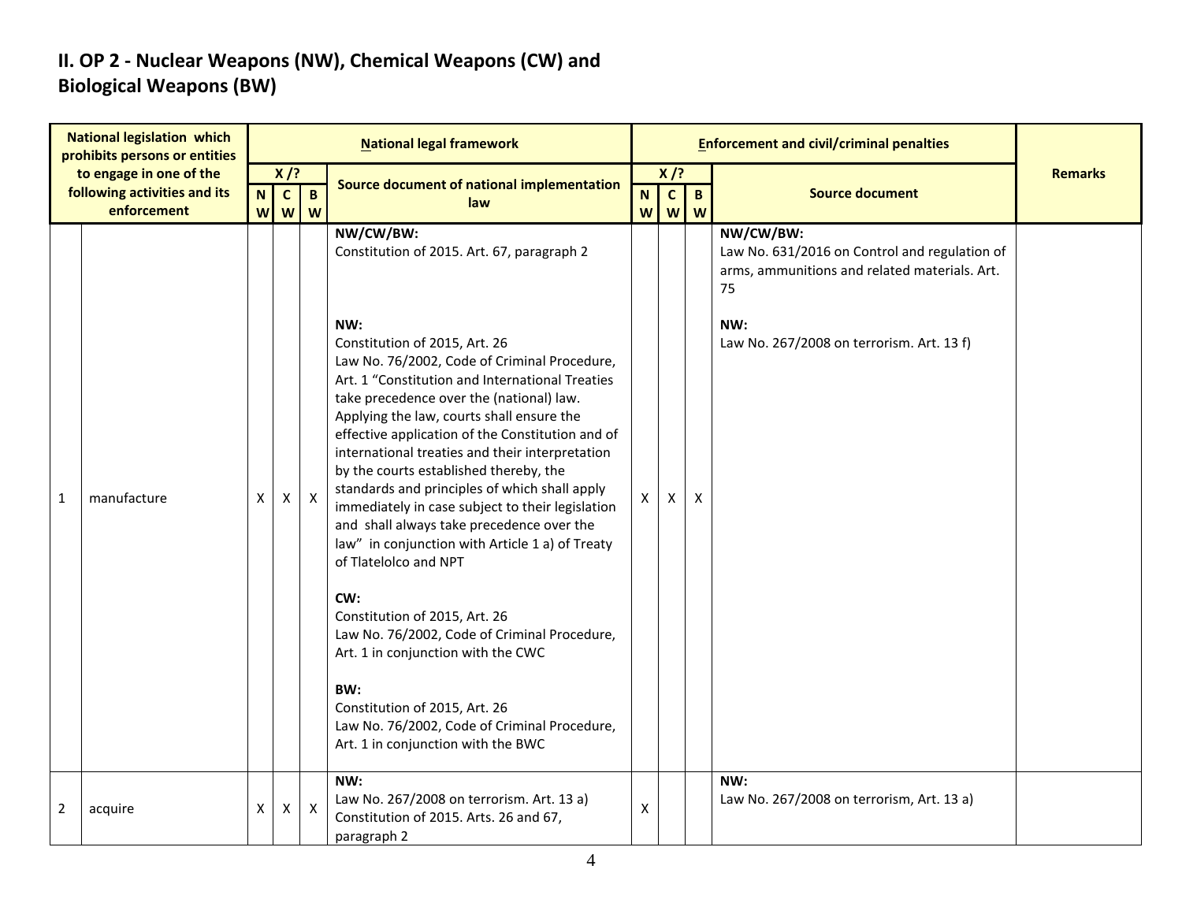## II. OP 2 - Nuclear Weapons (NW), Chemical Weapons (CW) and Biological Weapons (BW)

| National legislation which prohibits persons or entities to engage in one of the following activities and its enforcement | | National legal framework | | | | Enforcement and civil/criminal penalties | | | | Remarks |
|---|---|---|---|---|---|---|---|---|---|---|
| | | X /? | | | Source document of national implementation law | X /? | | | Source document | |
| | | NW | CW | BW | | NW | CW | BW | | |
| 1 | manufacture | X | X | X | **NW/CW/BW:**<br>Constitution of 2015. Art. 67, paragraph 2<br><br>**NW:**<br>Constitution of 2015, Art. 26<br>Law No. 76/2002, Code of Criminal Procedure, Art. 1 "Constitution and International Treaties take precedence over the (national) law. Applying the law, courts shall ensure the effective application of the Constitution and of international treaties and their interpretation by the courts established thereby, the standards and principles of which shall apply immediately in case subject to their legislation and shall always take precedence over the law" in conjunction with Article 1 a) of Treaty of Tlatelolco and NPT<br><br>**CW:**<br>Constitution of 2015, Art. 26<br>Law No. 76/2002, Code of Criminal Procedure, Art. 1 in conjunction with the CWC<br><br>**BW:**<br>Constitution of 2015, Art. 26<br>Law No. 76/2002, Code of Criminal Procedure, Art. 1 in conjunction with the BWC | X | X | X | **NW/CW/BW:**<br>Law No. 631/2016 on Control and regulation of arms, ammunitions and related materials. Art. 75<br><br>**NW:**<br>Law No. 267/2008 on terrorism. Art. 13 f) | |
| 2 | acquire | X | X | X | **NW:**<br>Law No. 267/2008 on terrorism. Art. 13 a)<br>Constitution of 2015. Arts. 26 and 67, paragraph 2 | X | | | **NW:**<br>Law No. 267/2008 on terrorism, Art. 13 a) | |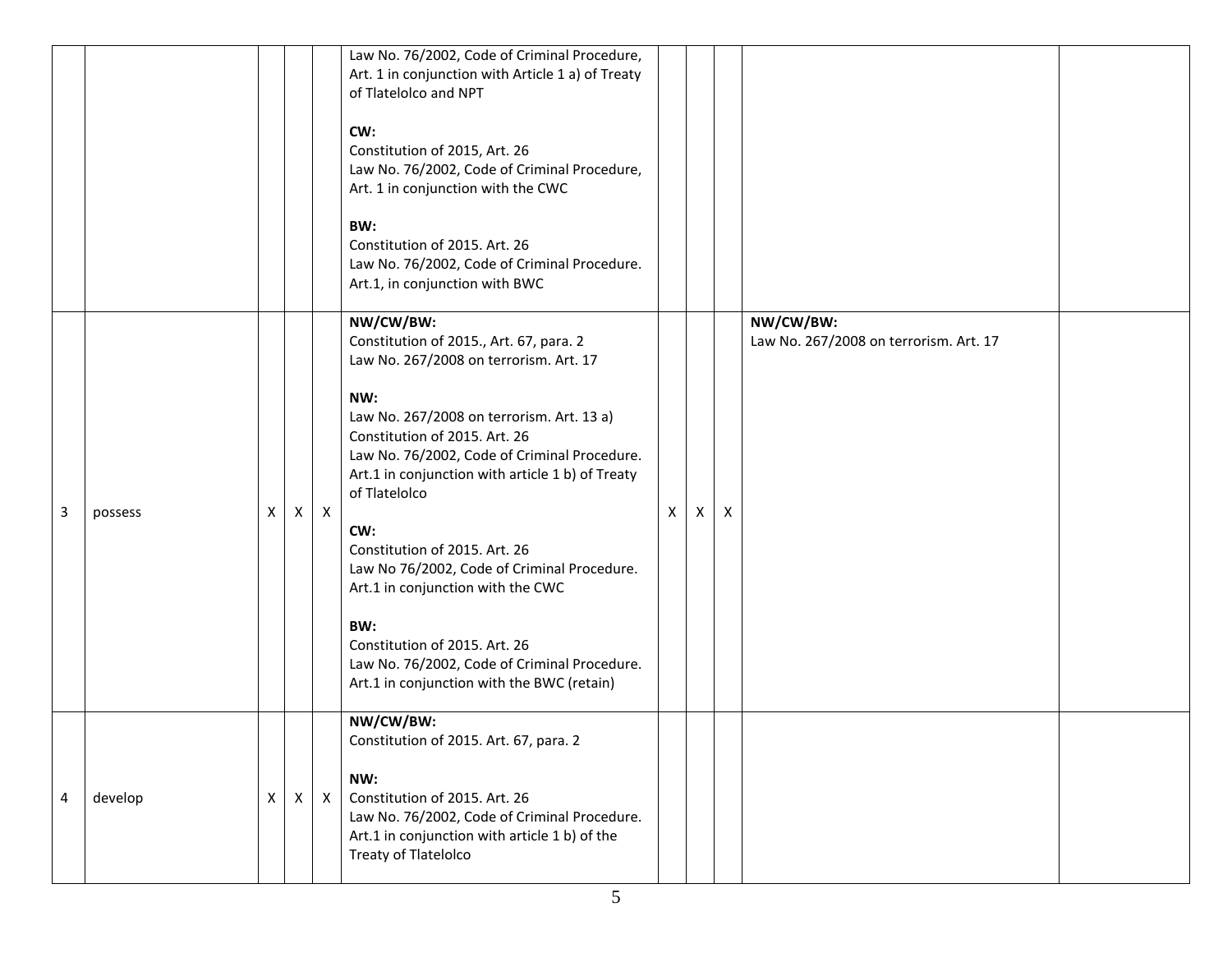| | | | | | | | | | | |
|---|---|---|---|---|---|---|---|---|---|---|
| | | | | | Law No. 76/2002, Code of Criminal Procedure, Art. 1 in conjunction with Article 1 a) of Treaty of Tlatelolco and NPT<br><br>**CW:**<br>Constitution of 2015, Art. 26<br>Law No. 76/2002, Code of Criminal Procedure, Art. 1 in conjunction with the CWC<br><br>**BW:**<br>Constitution of 2015. Art. 26<br>Law No. 76/2002, Code of Criminal Procedure. Art.1, in conjunction with BWC | | | | | |
| 3 | possess | X | X | X | **NW/CW/BW:**<br>Constitution of 2015., Art. 67, para. 2<br>Law No. 267/2008 on terrorism. Art. 17<br><br>**NW:**<br>Law No. 267/2008 on terrorism. Art. 13 a)<br>Constitution of 2015. Art. 26<br>Law No. 76/2002, Code of Criminal Procedure. Art.1 in conjunction with article 1 b) of Treaty of Tlatelolco<br><br>**CW:**<br>Constitution of 2015. Art. 26<br>Law No 76/2002, Code of Criminal Procedure. Art.1 in conjunction with the CWC<br><br>**BW:**<br>Constitution of 2015. Art. 26<br>Law No. 76/2002, Code of Criminal Procedure. Art.1 in conjunction with the BWC (retain) | X | X | X | **NW/CW/BW:**<br>Law No. 267/2008 on terrorism. Art. 17 | |
| 4 | develop | X | X | X | **NW/CW/BW:**<br>Constitution of 2015. Art. 67, para. 2<br><br>**NW:**<br>Constitution of 2015. Art. 26<br>Law No. 76/2002, Code of Criminal Procedure. Art.1 in conjunction with article 1 b) of the Treaty of Tlatelolco | | | | | |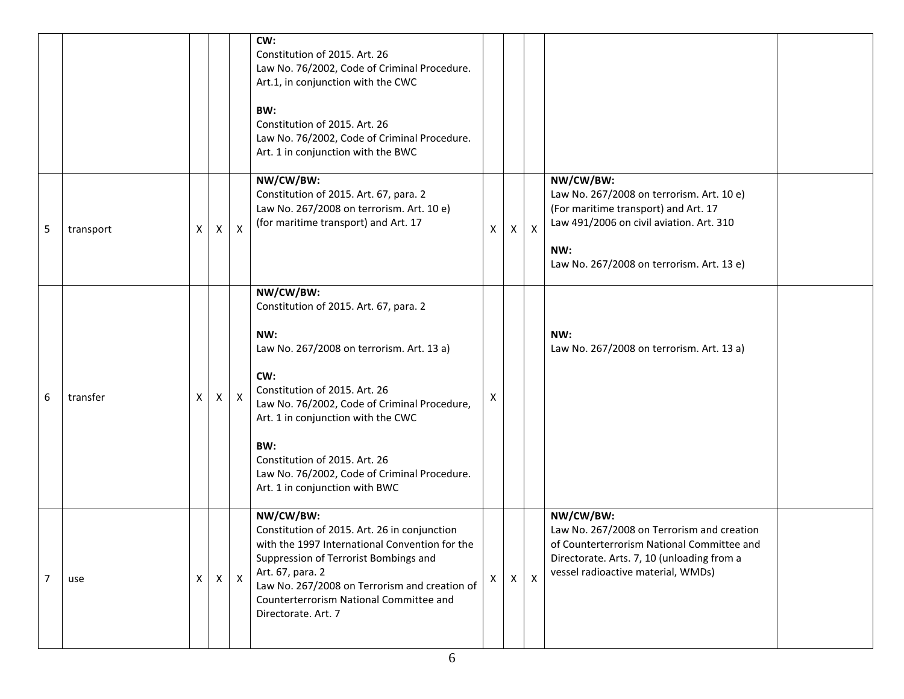| | | | | | | | | | | |
|---|---|---|---|---|---|---|---|---|---|---|
| | | | | | **CW:**<br>Constitution of 2015. Art. 26<br>Law No. 76/2002, Code of Criminal Procedure. Art.1, in conjunction with the CWC<br><br>**BW:**<br>Constitution of 2015. Art. 26<br>Law No. 76/2002, Code of Criminal Procedure. Art. 1 in conjunction with the BWC | | | | | |
| 5 | transport | X | X | X | **NW/CW/BW:**<br>Constitution of 2015. Art. 67, para. 2<br>Law No. 267/2008 on terrorism. Art. 10 e) (for maritime transport) and Art. 17 | X | X | X | **NW/CW/BW:**<br>Law No. 267/2008 on terrorism. Art. 10 e) (For maritime transport) and Art. 17<br>Law 491/2006 on civil aviation. Art. 310<br><br>**NW:**<br>Law No. 267/2008 on terrorism. Art. 13 e) | |
| 6 | transfer | X | X | X | **NW/CW/BW:**<br>Constitution of 2015. Art. 67, para. 2<br><br>**NW:**<br>Law No. 267/2008 on terrorism. Art. 13 a)<br><br>**CW:**<br>Constitution of 2015. Art. 26<br>Law No. 76/2002, Code of Criminal Procedure, Art. 1 in conjunction with the CWC<br><br>**BW:**<br>Constitution of 2015. Art. 26<br>Law No. 76/2002, Code of Criminal Procedure. Art. 1 in conjunction with BWC | X | | | **NW:**<br>Law No. 267/2008 on terrorism. Art. 13 a) | |
| 7 | use | X | X | X | **NW/CW/BW:**<br>Constitution of 2015. Art. 26 in conjunction with the 1997 International Convention for the Suppression of Terrorist Bombings and Art. 67, para. 2<br>Law No. 267/2008 on Terrorism and creation of Counterterrorism National Committee and Directorate. Art. 7 | X | X | X | **NW/CW/BW:**<br>Law No. 267/2008 on Terrorism and creation of Counterterrorism National Committee and Directorate. Arts. 7, 10 (unloading from a vessel radioactive material, WMDs) | |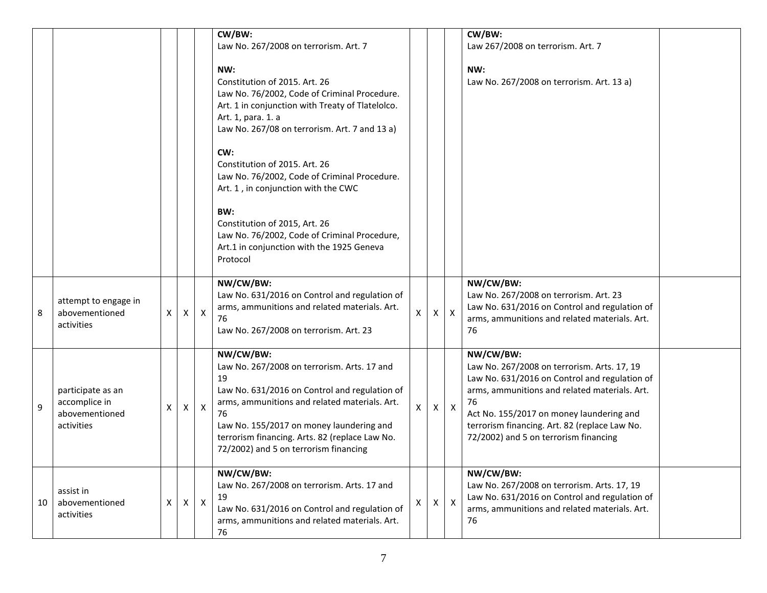| | | | | | | | | | | |
|---|---|---|---|---|---|---|---|---|---|---|
| | | | | | **CW/BW:**<br>Law No. 267/2008 on terrorism. Art. 7<br><br>**NW:**<br>Constitution of 2015. Art. 26<br>Law No. 76/2002, Code of Criminal Procedure. Art. 1 in conjunction with Treaty of Tlatelolco. Art. 1, para. 1. a<br>Law No. 267/08 on terrorism. Art. 7 and 13 a)<br><br>**CW:**<br>Constitution of 2015. Art. 26<br>Law No. 76/2002, Code of Criminal Procedure. Art. 1 , in conjunction with the CWC<br><br>**BW:**<br>Constitution of 2015, Art. 26<br>Law No. 76/2002, Code of Criminal Procedure, Art.1 in conjunction with the 1925 Geneva Protocol | | | | **CW/BW:**<br>Law 267/2008 on terrorism. Art. 7<br><br>**NW:**<br>Law No. 267/2008 on terrorism. Art. 13 a) | |
| 8 | attempt to engage in abovementioned activities | X | X | X | **NW/CW/BW:**<br>Law No. 631/2016 on Control and regulation of arms, ammunitions and related materials. Art. 76<br>Law No. 267/2008 on terrorism. Art. 23 | X | X | X | **NW/CW/BW:**<br>Law No. 267/2008 on terrorism. Art. 23<br>Law No. 631/2016 on Control and regulation of arms, ammunitions and related materials. Art. 76 | |
| 9 | participate as an accomplice in abovementioned activities | X | X | X | **NW/CW/BW:**<br>Law No. 267/2008 on terrorism. Arts. 17 and 19<br>Law No. 631/2016 on Control and regulation of arms, ammunitions and related materials. Art. 76<br>Law No. 155/2017 on money laundering and terrorism financing. Arts. 82 (replace Law No. 72/2002) and 5 on terrorism financing | X | X | X | **NW/CW/BW:**<br>Law No. 267/2008 on terrorism. Arts. 17, 19<br>Law No. 631/2016 on Control and regulation of arms, ammunitions and related materials. Art. 76<br>Act No. 155/2017 on money laundering and terrorism financing. Art. 82 (replace Law No. 72/2002) and 5 on terrorism financing | |
| 10 | assist in abovementioned activities | X | X | X | **NW/CW/BW:**<br>Law No. 267/2008 on terrorism. Arts. 17 and 19<br>Law No. 631/2016 on Control and regulation of arms, ammunitions and related materials. Art. 76 | X | X | X | **NW/CW/BW:**<br>Law No. 267/2008 on terrorism. Arts. 17, 19<br>Law No. 631/2016 on Control and regulation of arms, ammunitions and related materials. Art. 76 | |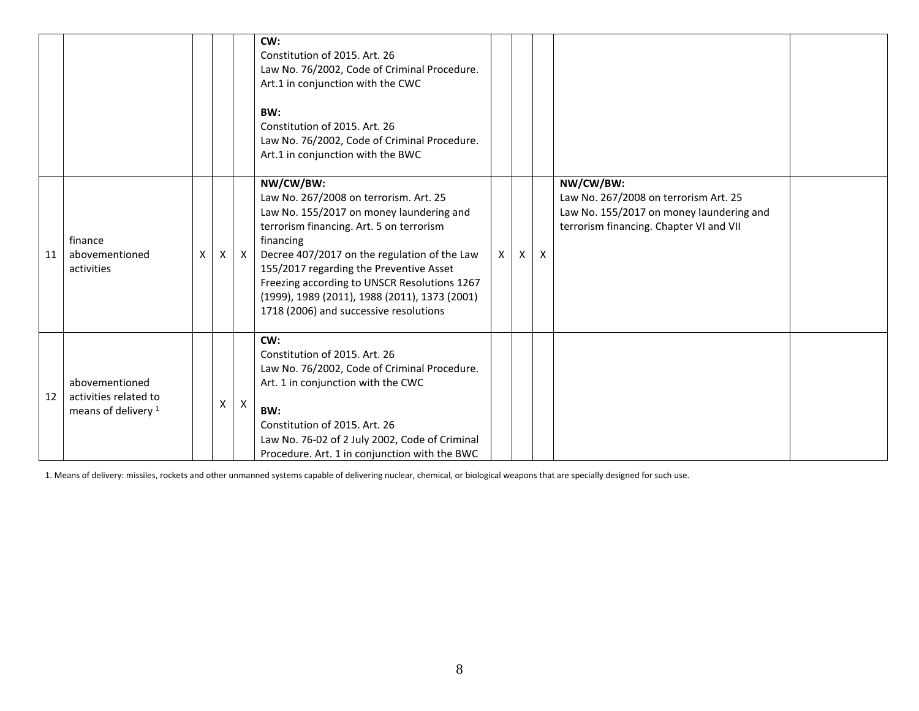| | | | | | | | | | | |
|---|---|---|---|---|---|---|---|---|---|---|
| | | | | | **CW:**<br>Constitution of 2015. Art. 26<br>Law No. 76/2002, Code of Criminal Procedure. Art.1 in conjunction with the CWC<br><br>**BW:**<br>Constitution of 2015. Art. 26<br>Law No. 76/2002, Code of Criminal Procedure. Art.1 in conjunction with the BWC | | | | | |
| 11 | finance abovementioned activities | X | X | X | **NW/CW/BW:**<br>Law No. 267/2008 on terrorism. Art. 25<br>Law No. 155/2017 on money laundering and terrorism financing. Art. 5 on terrorism financing<br>Decree 407/2017 on the regulation of the Law 155/2017 regarding the Preventive Asset Freezing according to UNSCR Resolutions 1267 (1999), 1989 (2011), 1988 (2011), 1373 (2001) 1718 (2006) and successive resolutions | X | X | X | **NW/CW/BW:**<br>Law No. 267/2008 on terrorism Art. 25<br>Law No. 155/2017 on money laundering and terrorism financing. Chapter VI and VII | |
| 12 | abovementioned activities related to means of delivery [1] | | X | X | **CW:**<br>Constitution of 2015. Art. 26<br>Law No. 76/2002, Code of Criminal Procedure. Art. 1 in conjunction with the CWC<br><br>**BW:**<br>Constitution of 2015. Art. 26<br>Law No. 76-02 of 2 July 2002, Code of Criminal Procedure. Art. 1 in conjunction with the BWC | | | | | |

1. Means of delivery: missiles, rockets and other unmanned systems capable of delivering nuclear, chemical, or biological weapons that are specially designed for such use.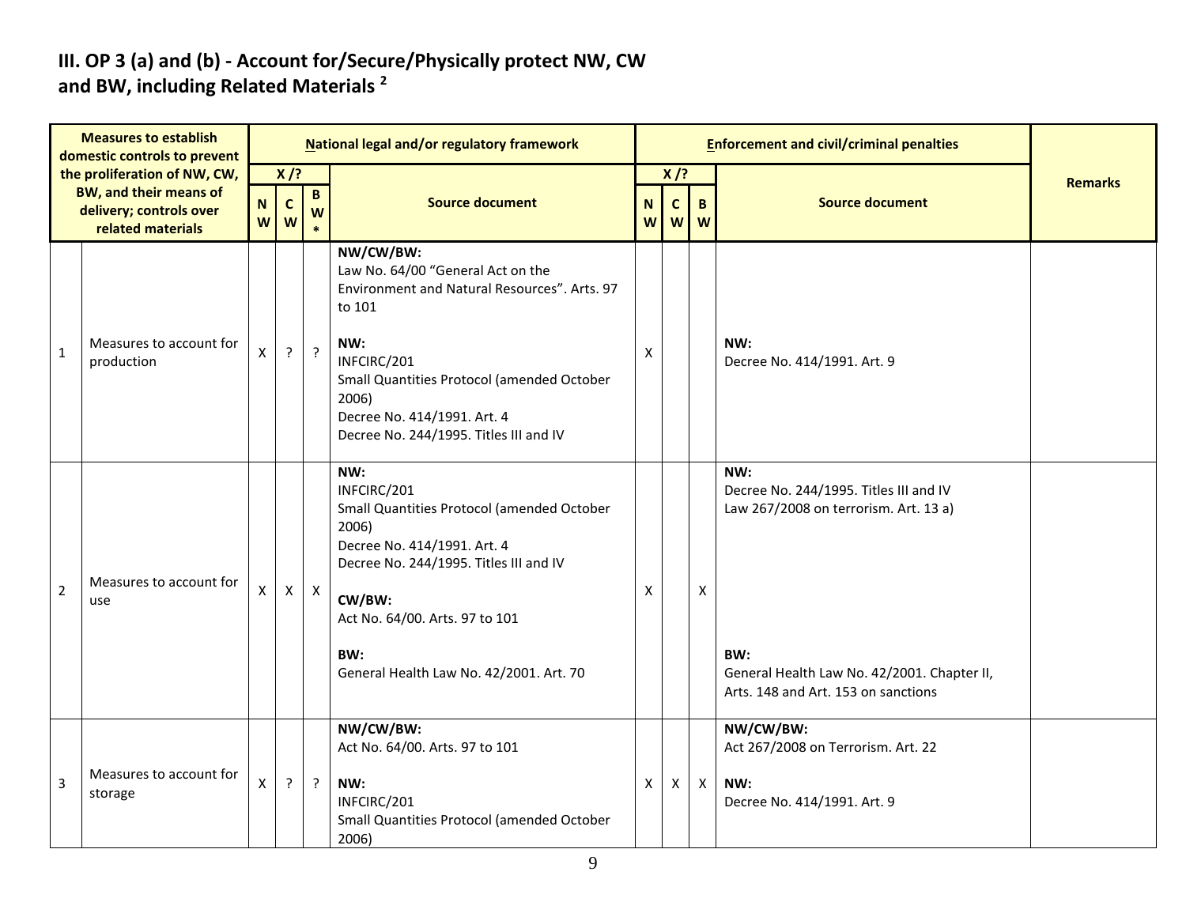## III. OP 3 (a) and (b) - Account for/Secure/Physically protect NW, CW and BW, including Related Materials [2]

| | Measures to establish domestic controls to prevent the proliferation of NW, CW, BW, and their means of delivery; controls over related materials | National legal and/or regulatory framework | | | | Enforcement and civil/criminal penalties | | | | Remarks |
|---|---|---|---|---|---|---|---|---|---|---|
| | | X /? | | | Source document | X /? | | | Source document | |
| | | NW | CW | BW* | | NW | CW | BW | | |
| 1 | Measures to account for production | X | ? | ? | **NW/CW/BW:**<br>Law No. 64/00 "General Act on the Environment and Natural Resources". Arts. 97 to 101<br><br>**NW:**<br>INFCIRC/201<br>Small Quantities Protocol (amended October 2006)<br>Decree No. 414/1991. Art. 4<br>Decree No. 244/1995. Titles III and IV | X | | | **NW:**<br>Decree No. 414/1991. Art. 9 | |
| 2 | Measures to account for use | X | X | X | **NW:**<br>INFCIRC/201<br>Small Quantities Protocol (amended October 2006)<br>Decree No. 414/1991. Art. 4<br>Decree No. 244/1995. Titles III and IV<br><br>**CW/BW:**<br>Act No. 64/00. Arts. 97 to 101<br><br>**BW:**<br>General Health Law No. 42/2001. Art. 70 | X | | X | **NW:**<br>Decree No. 244/1995. Titles III and IV<br>Law 267/2008 on terrorism. Art. 13 a)<br><br>**BW:**<br>General Health Law No. 42/2001. Chapter II, Arts. 148 and Art. 153 on sanctions | |
| 3 | Measures to account for storage | X | ? | ? | **NW/CW/BW:**<br>Act No. 64/00. Arts. 97 to 101<br><br>**NW:**<br>INFCIRC/201<br>Small Quantities Protocol (amended October 2006) | X | X | X | **NW/CW/BW:**<br>Act 267/2008 on Terrorism. Art. 22<br><br>**NW:**<br>Decree No. 414/1991. Art. 9 | |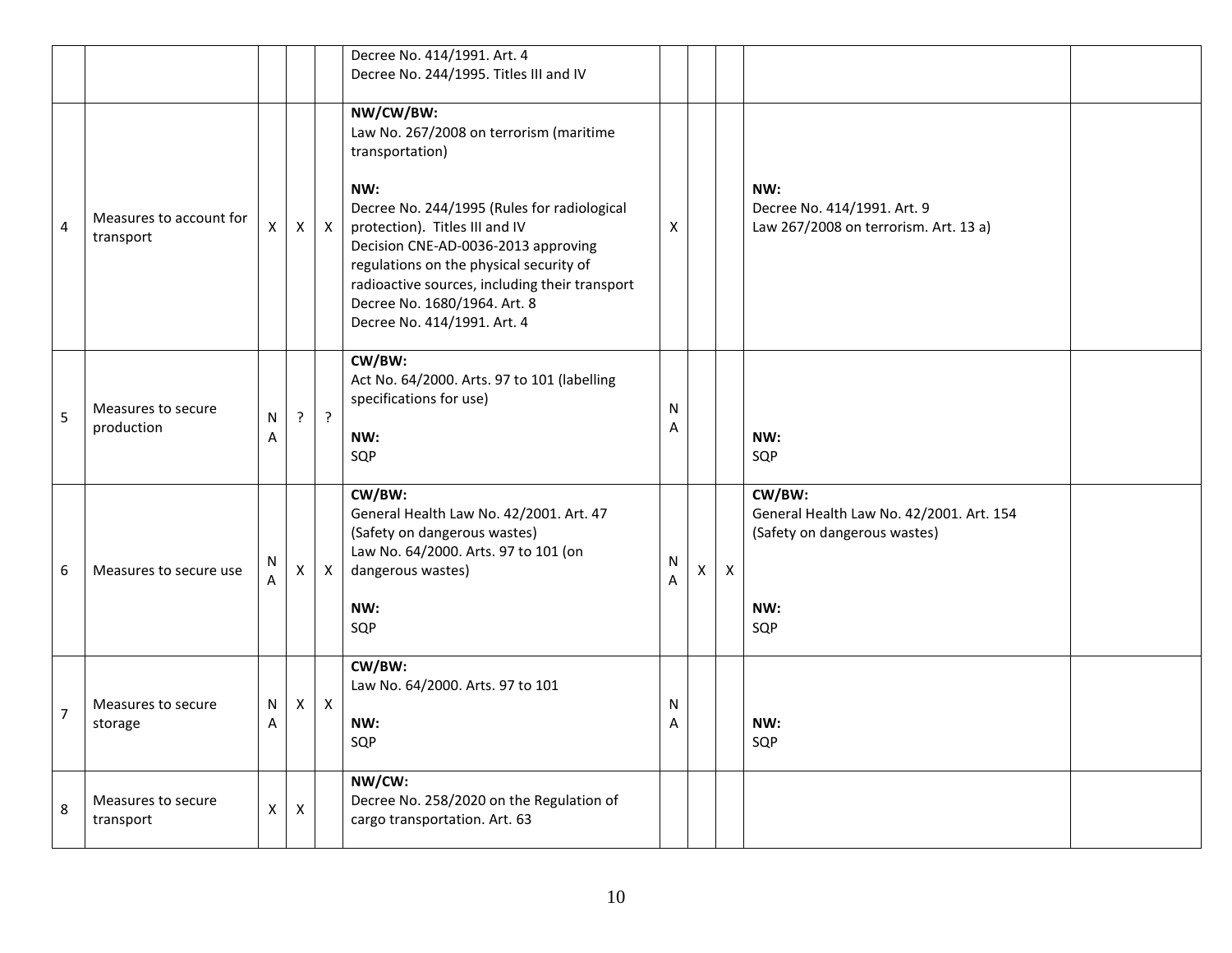| | | | | | | | | | | |
|---|---|---|---|---|---|---|---|---|---|---|
| | | | | | Decree No. 414/1991. Art. 4<br>Decree No. 244/1995. Titles III and IV | | | | | |
| 4 | Measures to account for transport | X | X | X | **NW/CW/BW:**<br>Law No. 267/2008 on terrorism (maritime transportation)<br><br>**NW:**<br>Decree No. 244/1995 (Rules for radiological protection). Titles III and IV<br>Decision CNE-AD-0036-2013 approving regulations on the physical security of radioactive sources, including their transport<br>Decree No. 1680/1964. Art. 8<br>Decree No. 414/1991. Art. 4 | X | | | **NW:**<br>Decree No. 414/1991. Art. 9<br>Law 267/2008 on terrorism. Art. 13 a) | |
| 5 | Measures to secure production | NA | ? | ? | **CW/BW:**<br>Act No. 64/2000. Arts. 97 to 101 (labelling specifications for use)<br><br>**NW:**<br>SQP | NA | | | **NW:**<br>SQP | |
| 6 | Measures to secure use | NA | X | X | **CW/BW:**<br>General Health Law No. 42/2001. Art. 47 (Safety on dangerous wastes)<br>Law No. 64/2000. Arts. 97 to 101 (on dangerous wastes)<br><br>**NW:**<br>SQP | NA | X | X | **CW/BW:**<br>General Health Law No. 42/2001. Art. 154 (Safety on dangerous wastes)<br><br>**NW:**<br>SQP | |
| 7 | Measures to secure storage | NA | X | X | **CW/BW:**<br>Law No. 64/2000. Arts. 97 to 101<br><br>**NW:**<br>SQP | NA | | | **NW:**<br>SQP | |
| 8 | Measures to secure transport | X | X | | **NW/CW:**<br>Decree No. 258/2020 on the Regulation of cargo transportation. Art. 63 | | | | | |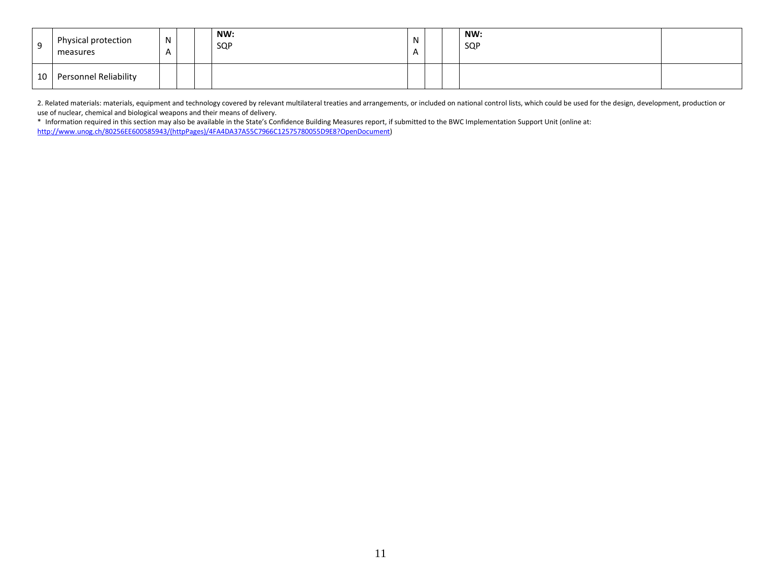| | | | | | | | | | | |
|---|---|---|---|---|---|---|---|---|---|---|
| 9 | Physical protection measures | NA | | | **NW:** SQP | NA | | | **NW:** SQP | |
| 10 | Personnel Reliability | | | | | | | | | |

2. Related materials: materials, equipment and technology covered by relevant multilateral treaties and arrangements, or included on national control lists, which could be used for the design, development, production or use of nuclear, chemical and biological weapons and their means of delivery.

* Information required in this section may also be available in the State's Confidence Building Measures report, if submitted to the BWC Implementation Support Unit (online at: http://www.unog.ch/80256EE600585943/(httpPages)/4FA4DA37A55C7966C12575780055D9E8?OpenDocument)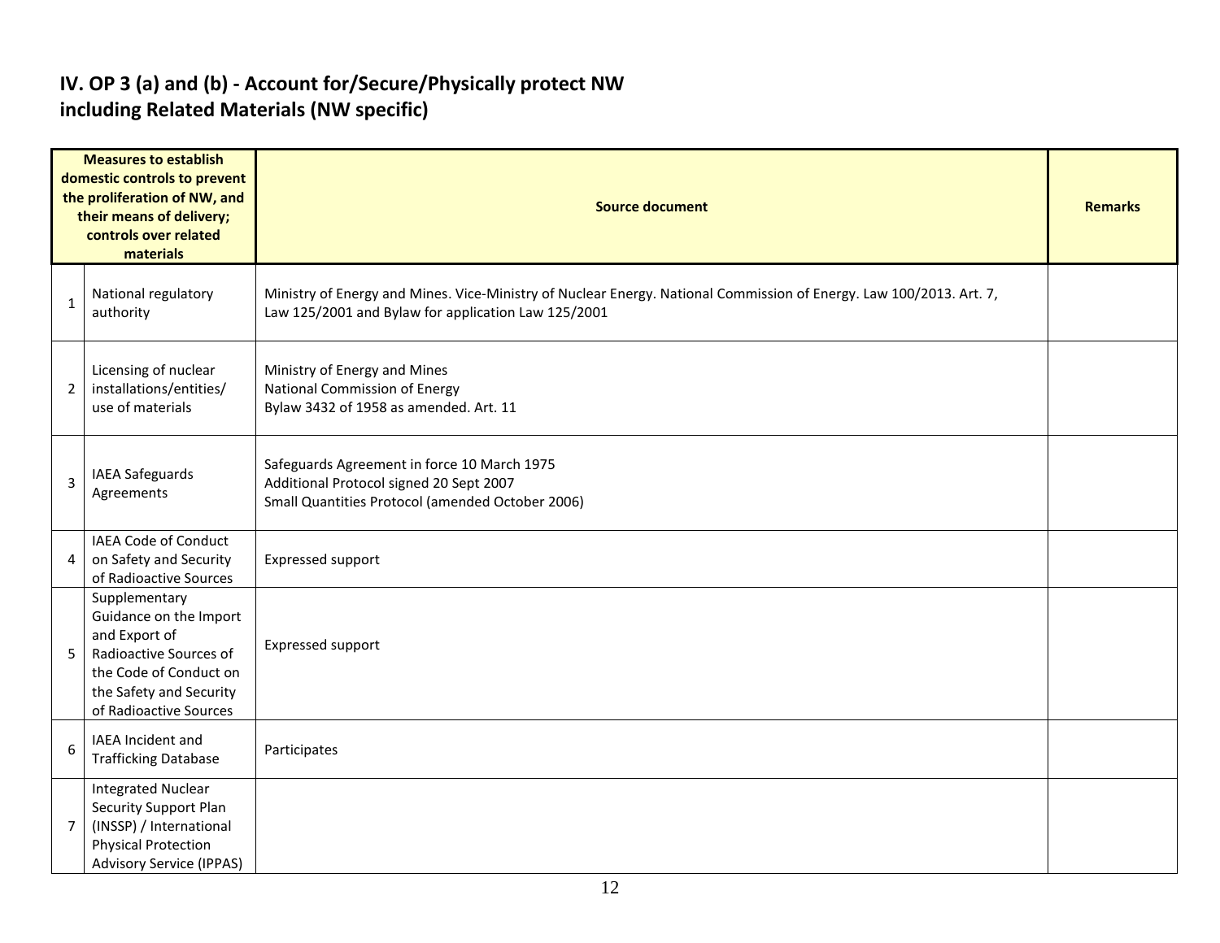# IV. OP 3 (a) and (b) - Account for/Secure/Physically protect NW including Related Materials (NW specific)

| Measures to establish domestic controls to prevent the proliferation of NW, and their means of delivery; controls over related materials | | Source document | Remarks |
|---|---|---|---|
| 1 | National regulatory authority | Ministry of Energy and Mines. Vice-Ministry of Nuclear Energy. National Commission of Energy. Law 100/2013. Art. 7, Law 125/2001 and Bylaw for application Law 125/2001 | |
| 2 | Licensing of nuclear installations/entities/ use of materials | Ministry of Energy and Mines<br>National Commission of Energy<br>Bylaw 3432 of 1958 as amended. Art. 11 | |
| 3 | IAEA Safeguards Agreements | Safeguards Agreement in force 10 March 1975<br>Additional Protocol signed 20 Sept 2007<br>Small Quantities Protocol (amended October 2006) | |
| 4 | IAEA Code of Conduct on Safety and Security of Radioactive Sources | Expressed support | |
| 5 | Supplementary Guidance on the Import and Export of Radioactive Sources of the Code of Conduct on the Safety and Security of Radioactive Sources | Expressed support | |
| 6 | IAEA Incident and Trafficking Database | Participates | |
| 7 | Integrated Nuclear Security Support Plan (INSSP) / International Physical Protection Advisory Service (IPPAS) | | |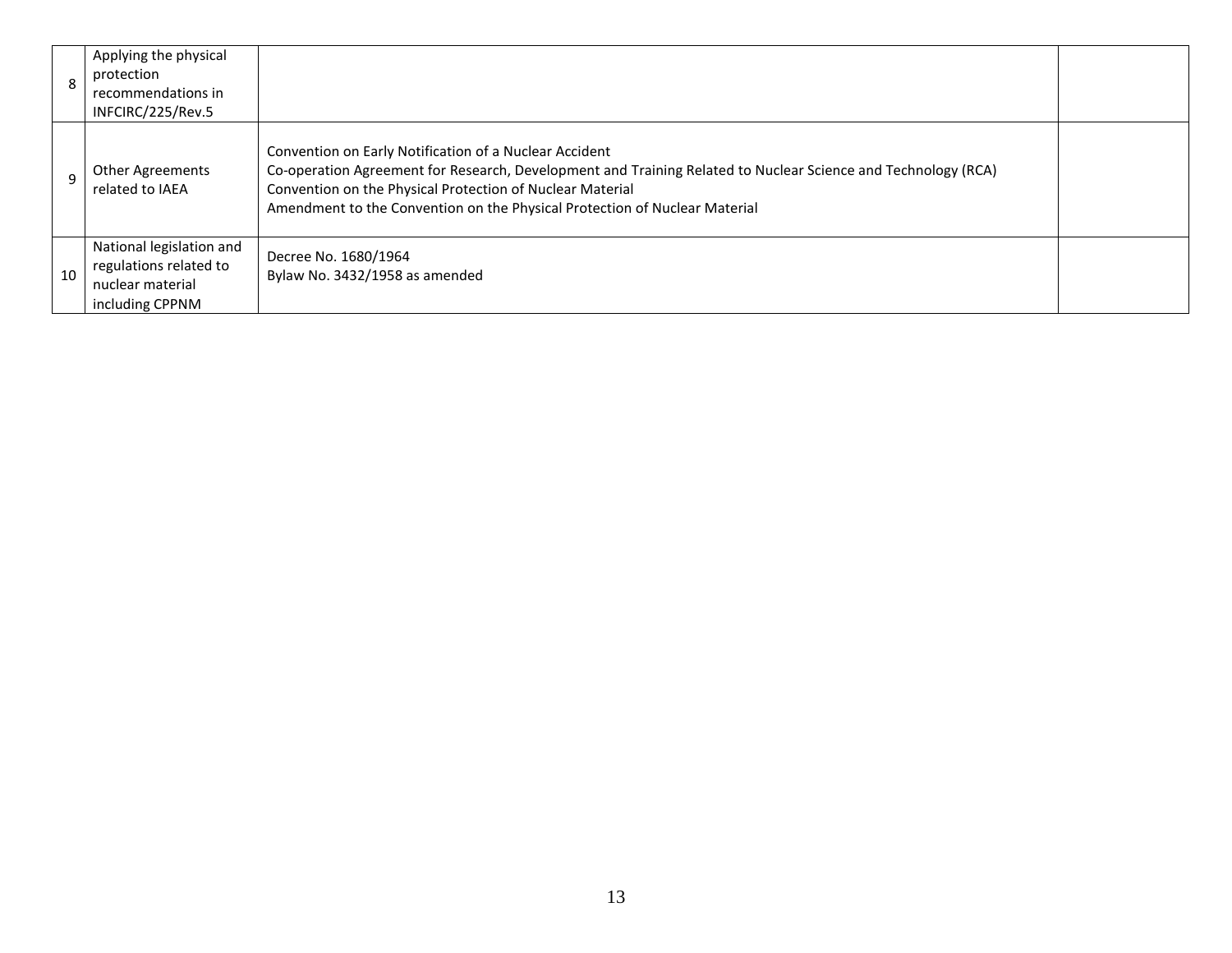| | | | |
|---|---|---|---|
| 8 | Applying the physical protection recommendations in INFCIRC/225/Rev.5 | | |
| 9 | Other Agreements related to IAEA | Convention on Early Notification of a Nuclear Accident<br>Co-operation Agreement for Research, Development and Training Related to Nuclear Science and Technology (RCA)<br>Convention on the Physical Protection of Nuclear Material<br>Amendment to the Convention on the Physical Protection of Nuclear Material | |
| 10 | National legislation and regulations related to nuclear material including CPPNM | Decree No. 1680/1964<br>Bylaw No. 3432/1958 as amended | |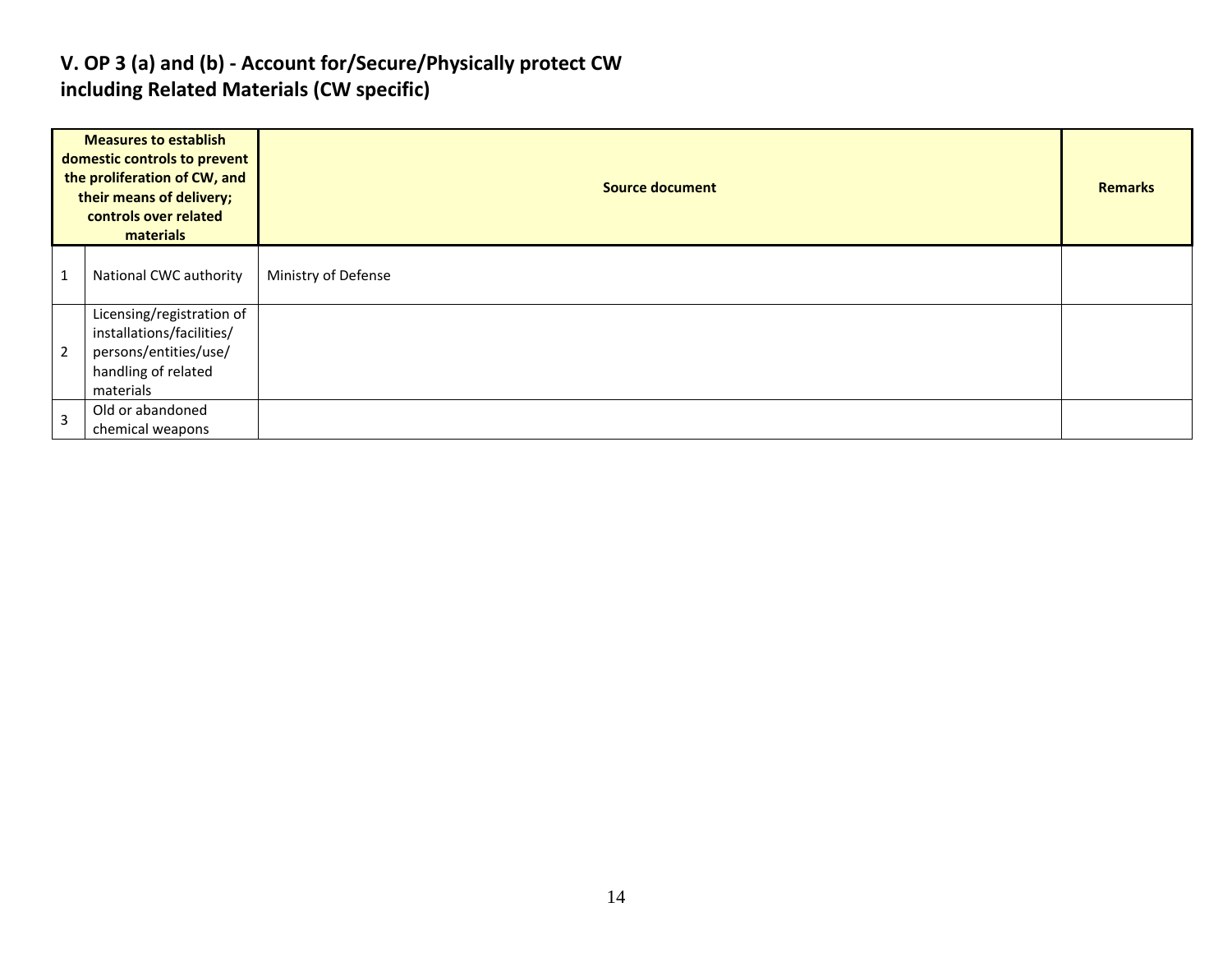## V. OP 3 (a) and (b) - Account for/Secure/Physically protect CW including Related Materials (CW specific)

| Measures to establish domestic controls to prevent the proliferation of CW, and their means of delivery; controls over related materials | | Source document | Remarks |
|---|---|---|---|
| 1 | National CWC authority | Ministry of Defense | |
| 2 | Licensing/registration of installations/facilities/ persons/entities/use/ handling of related materials | | |
| 3 | Old or abandoned chemical weapons | | |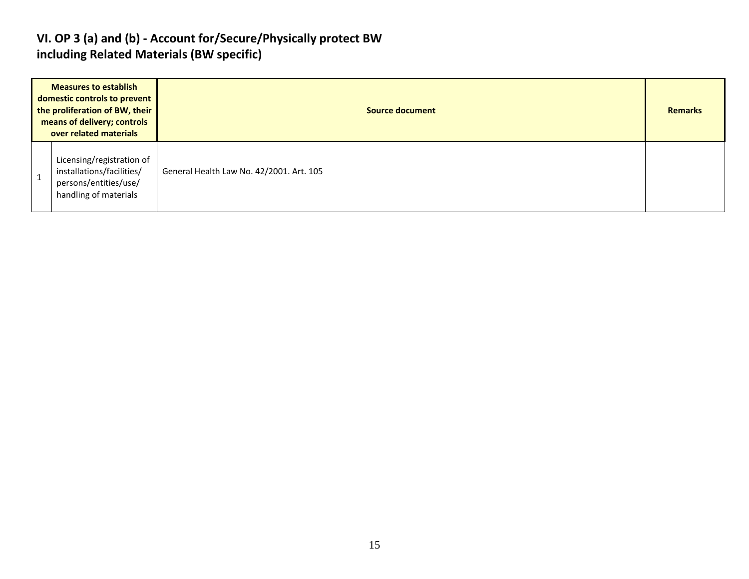## VI. OP 3 (a) and (b) - Account for/Secure/Physically protect BW including Related Materials (BW specific)

| Measures to establish domestic controls to prevent the proliferation of BW, their means of delivery; controls over related materials | | Source document | Remarks |
|---|---|---|---|
| 1 | Licensing/registration of installations/facilities/ persons/entities/use/ handling of materials | General Health Law No. 42/2001. Art. 105 | |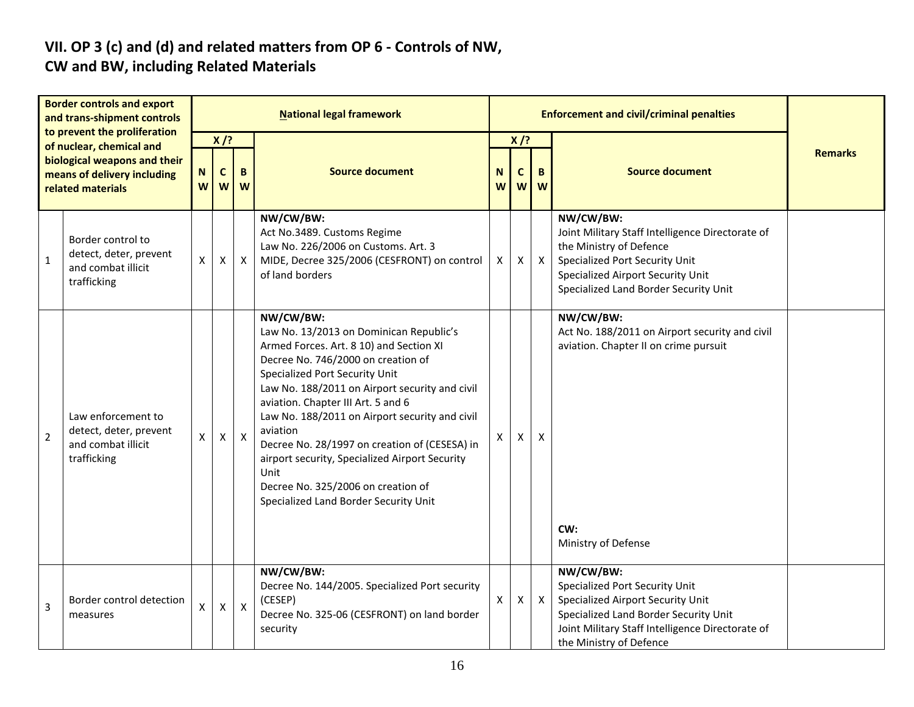## VII. OP 3 (c) and (d) and related matters from OP 6 - Controls of NW, CW and BW, including Related Materials

| Border controls and export and trans-shipment controls to prevent the proliferation of nuclear, chemical and biological weapons and their means of delivery including related materials | | National legal framework | | | | Enforcement and civil/criminal penalties | | | | Remarks |
|---|---|---|---|---|---|---|---|---|---|---|
| | | X /? | | | Source document | X /? | | | Source document | |
| | | NW | CW | BW | | NW | CW | BW | | |
| 1 | Border control to detect, deter, prevent and combat illicit trafficking | X | X | X | NW/CW/BW:<br>Act No.3489. Customs Regime<br>Law No. 226/2006 on Customs. Art. 3<br>MIDE, Decree 325/2006 (CESFRONT) on control of land borders | X | X | X | NW/CW/BW:<br>Joint Military Staff Intelligence Directorate of the Ministry of Defence<br>Specialized Port Security Unit<br>Specialized Airport Security Unit<br>Specialized Land Border Security Unit | |
| 2 | Law enforcement to detect, deter, prevent and combat illicit trafficking | X | X | X | NW/CW/BW:<br>Law No. 13/2013 on Dominican Republic's Armed Forces. Art. 8 10) and Section XI<br>Decree No. 746/2000 on creation of Specialized Port Security Unit<br>Law No. 188/2011 on Airport security and civil aviation. Chapter III Art. 5 and 6<br>Law No. 188/2011 on Airport security and civil aviation<br>Decree No. 28/1997 on creation of (CESESA) in airport security, Specialized Airport Security Unit<br>Decree No. 325/2006 on creation of Specialized Land Border Security Unit | X | X | X | NW/CW/BW:<br>Act No. 188/2011 on Airport security and civil aviation. Chapter II on crime pursuit<br><br>CW:<br>Ministry of Defense | |
| 3 | Border control detection measures | X | X | X | NW/CW/BW:<br>Decree No. 144/2005. Specialized Port security (CESEP)<br>Decree No. 325-06 (CESFRONT) on land border security | X | X | X | NW/CW/BW:<br>Specialized Port Security Unit<br>Specialized Airport Security Unit<br>Specialized Land Border Security Unit<br>Joint Military Staff Intelligence Directorate of the Ministry of Defence | |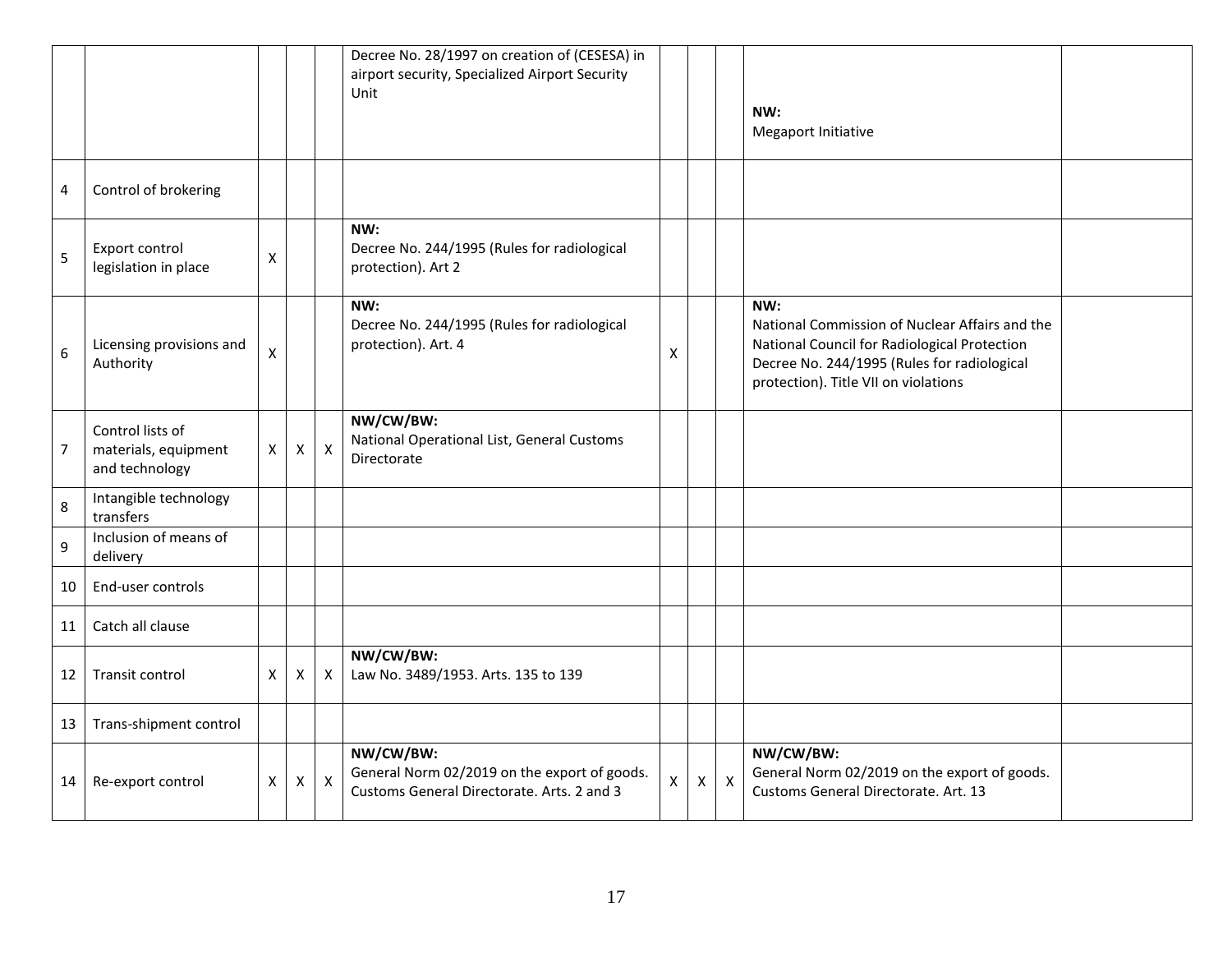| | | | | | | | | | | |
|---|---|---|---|---|---|---|---|---|---|---|
| | | | | | Decree No. 28/1997 on creation of (CESESA) in airport security, Specialized Airport Security Unit | | | | **NW:**<br>Megaport Initiative | |
| 4 | Control of brokering | | | | | | | | | |
| 5 | Export control legislation in place | X | | | **NW:**<br>Decree No. 244/1995 (Rules for radiological protection). Art 2 | | | | | |
| 6 | Licensing provisions and Authority | X | | | **NW:**<br>Decree No. 244/1995 (Rules for radiological protection). Art. 4 | X | | | **NW:**<br>National Commission of Nuclear Affairs and the National Council for Radiological Protection<br>Decree No. 244/1995 (Rules for radiological protection). Title VII on violations | |
| 7 | Control lists of materials, equipment and technology | X | X | X | **NW/CW/BW:**<br>National Operational List, General Customs Directorate | | | | | |
| 8 | Intangible technology transfers | | | | | | | | | |
| 9 | Inclusion of means of delivery | | | | | | | | | |
| 10 | End-user controls | | | | | | | | | |
| 11 | Catch all clause | | | | | | | | | |
| 12 | Transit control | X | X | X | **NW/CW/BW:**<br>Law No. 3489/1953. Arts. 135 to 139 | | | | | |
| 13 | Trans-shipment control | | | | | | | | | |
| 14 | Re-export control | X | X | X | **NW/CW/BW:**<br>General Norm 02/2019 on the export of goods. Customs General Directorate. Arts. 2 and 3 | X | X | X | **NW/CW/BW:**<br>General Norm 02/2019 on the export of goods. Customs General Directorate. Art. 13 | |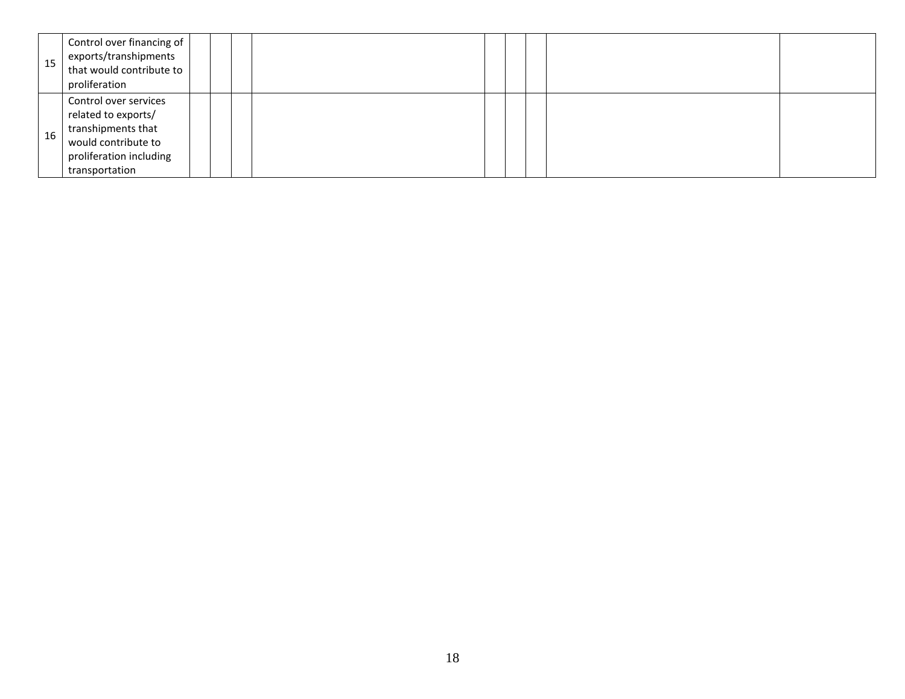| | | | | | | | | | | |
|---|---|---|---|---|---|---|---|---|---|---|
| 15 | Control over financing of exports/transhipments that would contribute to proliferation | | | | | | | | | |
| 16 | Control over services related to exports/ transhipments that would contribute to proliferation including transportation | | | | | | | | | |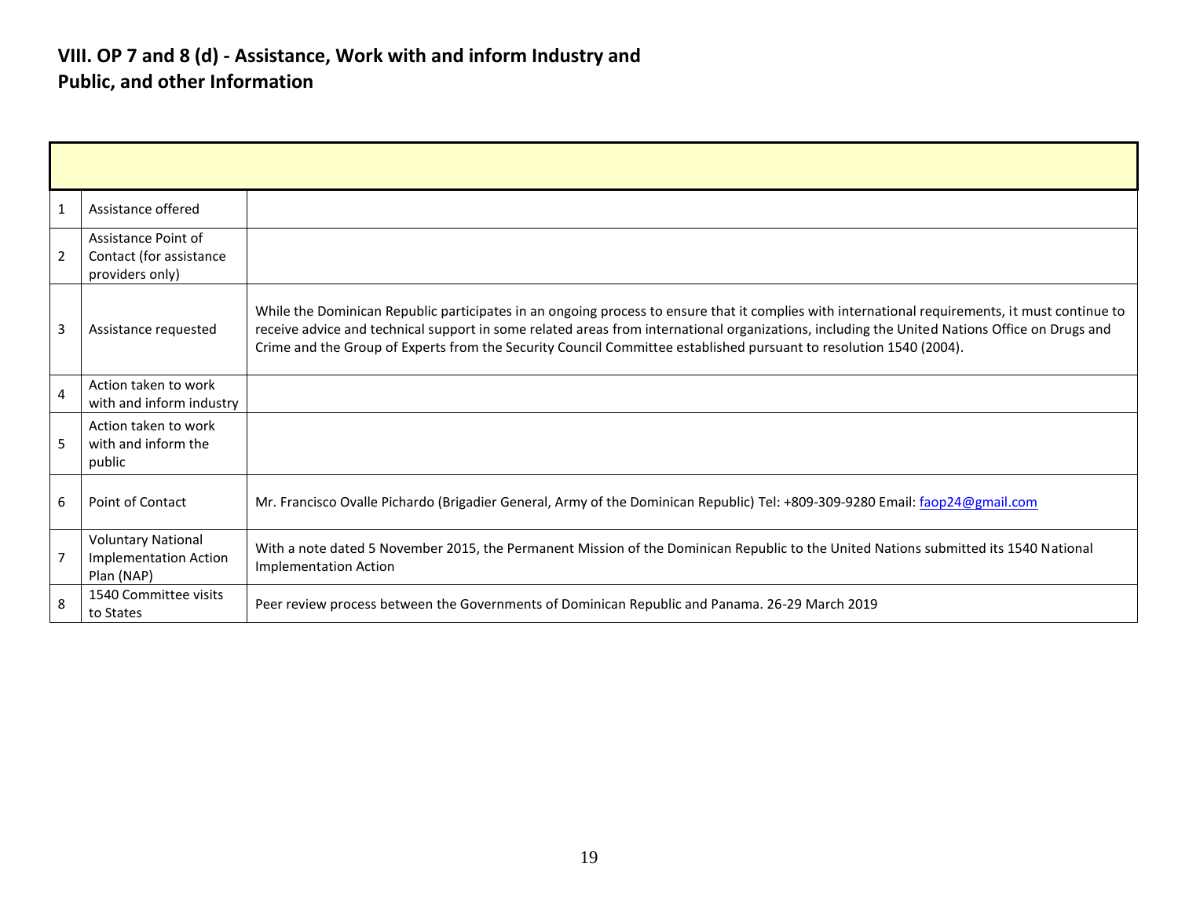## VIII. OP 7 and 8 (d) - Assistance, Work with and inform Industry and Public, and other Information

| | | |
|---|---|---|
| 1 | Assistance offered | |
| 2 | Assistance Point of Contact (for assistance providers only) | |
| 3 | Assistance requested | While the Dominican Republic participates in an ongoing process to ensure that it complies with international requirements, it must continue to receive advice and technical support in some related areas from international organizations, including the United Nations Office on Drugs and Crime and the Group of Experts from the Security Council Committee established pursuant to resolution 1540 (2004). |
| 4 | Action taken to work with and inform industry | |
| 5 | Action taken to work with and inform the public | |
| 6 | Point of Contact | Mr. Francisco Ovalle Pichardo (Brigadier General, Army of the Dominican Republic) Tel: +809-309-9280 Email: faop24@gmail.com |
| 7 | Voluntary National Implementation Action Plan (NAP) | With a note dated 5 November 2015, the Permanent Mission of the Dominican Republic to the United Nations submitted its 1540 National Implementation Action |
| 8 | 1540 Committee visits to States | Peer review process between the Governments of Dominican Republic and Panama. 26-29 March 2019 |